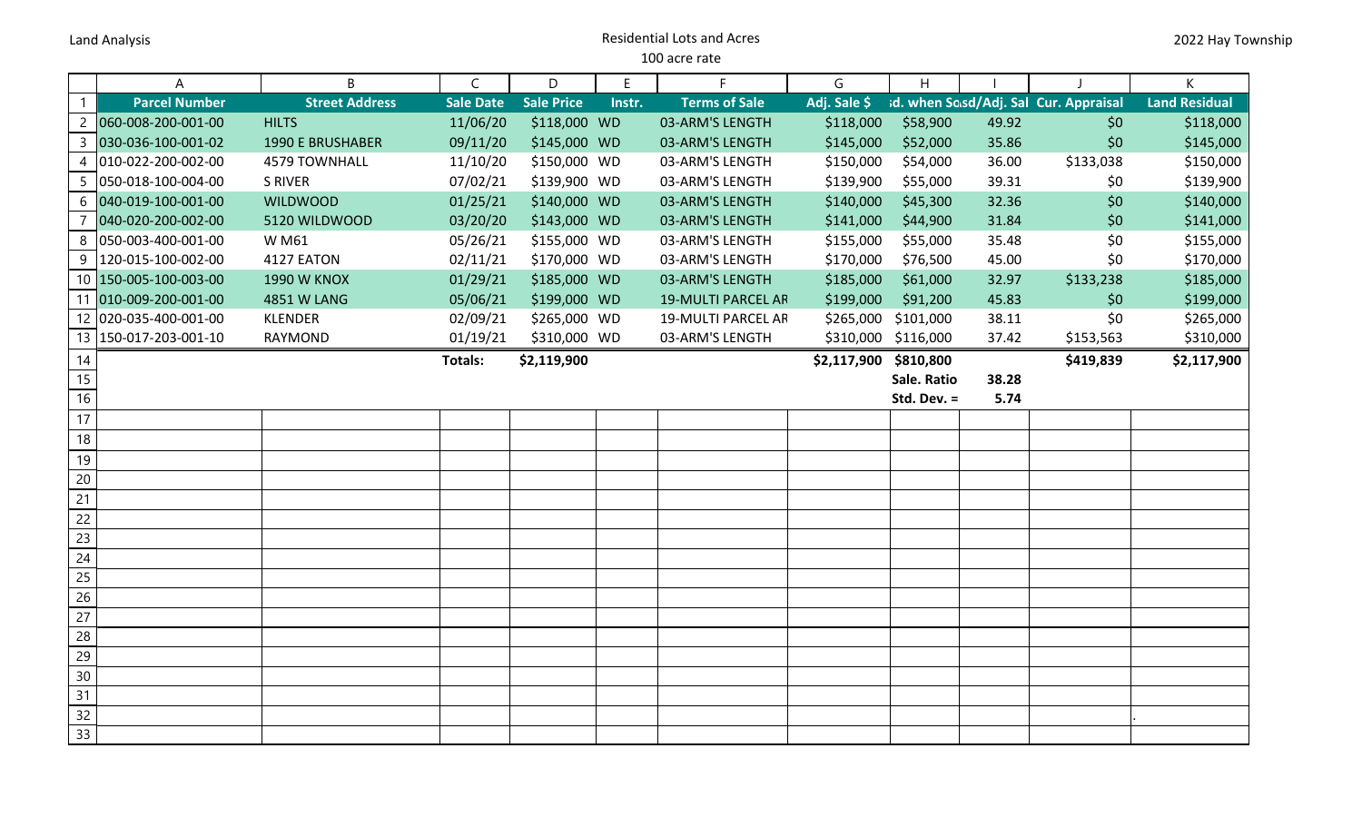Land Analysis

Residential Lots and Acres

100 acre rate

2022 Hay Township

| | A | B | C | D | E | F | G | H | I | J | K |
|---|---|---|---|---|---|---|---|---|---|---|---|
| 1 | **Parcel Number** | **Street Address** | **Sale Date** | **Sale Price** | **Instr.** | **Terms of Sale** | **Adj. Sale $** | **sd. when So** | **sd/Adj. Sal** | **Cur. Appraisal** | **Land Residual** |
| 2 | 060-008-200-001-00 | HILTS | 11/06/20 | $118,000 | WD | 03-ARM'S LENGTH | $118,000 | $58,900 | 49.92 | $0 | $118,000 |
| 3 | 030-036-100-001-02 | 1990 E BRUSHABER | 09/11/20 | $145,000 | WD | 03-ARM'S LENGTH | $145,000 | $52,000 | 35.86 | $0 | $145,000 |
| 4 | 010-022-200-002-00 | 4579 TOWNHALL | 11/10/20 | $150,000 | WD | 03-ARM'S LENGTH | $150,000 | $54,000 | 36.00 | $133,038 | $150,000 |
| 5 | 050-018-100-004-00 | S RIVER | 07/02/21 | $139,900 | WD | 03-ARM'S LENGTH | $139,900 | $55,000 | 39.31 | $0 | $139,900 |
| 6 | 040-019-100-001-00 | WILDWOOD | 01/25/21 | $140,000 | WD | 03-ARM'S LENGTH | $140,000 | $45,300 | 32.36 | $0 | $140,000 |
| 7 | 040-020-200-002-00 | 5120 WILDWOOD | 03/20/20 | $143,000 | WD | 03-ARM'S LENGTH | $141,000 | $44,900 | 31.84 | $0 | $141,000 |
| 8 | 050-003-400-001-00 | W M61 | 05/26/21 | $155,000 | WD | 03-ARM'S LENGTH | $155,000 | $55,000 | 35.48 | $0 | $155,000 |
| 9 | 120-015-100-002-00 | 4127 EATON | 02/11/21 | $170,000 | WD | 03-ARM'S LENGTH | $170,000 | $76,500 | 45.00 | $0 | $170,000 |
| 10 | 150-005-100-003-00 | 1990 W KNOX | 01/29/21 | $185,000 | WD | 03-ARM'S LENGTH | $185,000 | $61,000 | 32.97 | $133,238 | $185,000 |
| 11 | 010-009-200-001-00 | 4851 W LANG | 05/06/21 | $199,000 | WD | 19-MULTI PARCEL AR | $199,000 | $91,200 | 45.83 | $0 | $199,000 |
| 12 | 020-035-400-001-00 | KLENDER | 02/09/21 | $265,000 | WD | 19-MULTI PARCEL AR | $265,000 | $101,000 | 38.11 | $0 | $265,000 |
| 13 | 150-017-203-001-10 | RAYMOND | 01/19/21 | $310,000 | WD | 03-ARM'S LENGTH | $310,000 | $116,000 | 37.42 | $153,563 | $310,000 |
| 14 | | | **Totals:** | **$2,119,900** | | | **$2,117,900** | **$810,800** | | **$419,839** | **$2,117,900** |
| 15 | | | | | | | | **Sale. Ratio** | **38.28** | | |
| 16 | | | | | | | | **Std. Dev. =** | **5.74** | | |
| 17 | | | | | | | | | | | |
| 18 | | | | | | | | | | | |
| 19 | | | | | | | | | | | |
| 20 | | | | | | | | | | | |
| 21 | | | | | | | | | | | |
| 22 | | | | | | | | | | | |
| 23 | | | | | | | | | | | |
| 24 | | | | | | | | | | | |
| 25 | | | | | | | | | | | |
| 26 | | | | | | | | | | | |
| 27 | | | | | | | | | | | |
| 28 | | | | | | | | | | | |
| 29 | | | | | | | | | | | |
| 30 | | | | | | | | | | | |
| 31 | | | | | | | | | | | |
| 32 | | | | | | | | | | | . |
| 33 | | | | | | | | | | | |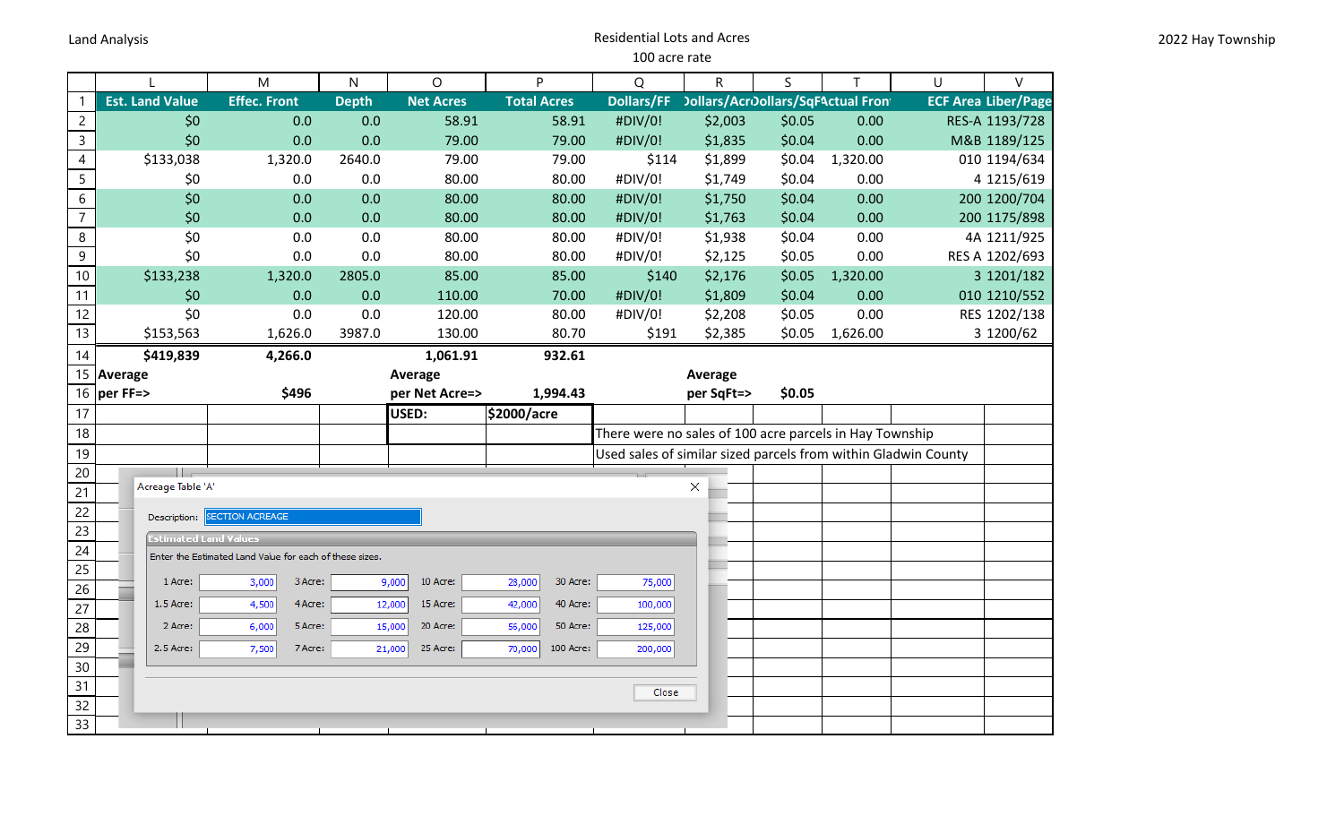Land Analysis

Residential Lots and Acres

100 acre rate

2022 Hay Township

| | L | M | N | O | P | Q | R | S | T | U | V |
|---|---|---|---|---|---|---|---|---|---|---|---|
| 1 | Est. Land Value | Effec. Front | Depth | Net Acres | Total Acres | Dollars/FF | Dollars/Acre | Dollars/SqFt | Actual Front | ECF Area | Liber/Page |
| 2 | $0 | 0.0 | 0.0 | 58.91 | 58.91 | #DIV/0! | $2,003 | $0.05 | 0.00 | RES-A | 1193/728 |
| 3 | $0 | 0.0 | 0.0 | 79.00 | 79.00 | #DIV/0! | $1,835 | $0.04 | 0.00 | M&B | 1189/125 |
| 4 | $133,038 | 1,320.0 | 2640.0 | 79.00 | 79.00 | $114 | $1,899 | $0.04 | 1,320.00 | 010 | 1194/634 |
| 5 | $0 | 0.0 | 0.0 | 80.00 | 80.00 | #DIV/0! | $1,749 | $0.04 | 0.00 | 4 | 1215/619 |
| 6 | $0 | 0.0 | 0.0 | 80.00 | 80.00 | #DIV/0! | $1,750 | $0.04 | 0.00 | 200 | 1200/704 |
| 7 | $0 | 0.0 | 0.0 | 80.00 | 80.00 | #DIV/0! | $1,763 | $0.04 | 0.00 | 200 | 1175/898 |
| 8 | $0 | 0.0 | 0.0 | 80.00 | 80.00 | #DIV/0! | $1,938 | $0.04 | 0.00 | 4A | 1211/925 |
| 9 | $0 | 0.0 | 0.0 | 80.00 | 80.00 | #DIV/0! | $2,125 | $0.05 | 0.00 | RES A | 1202/693 |
| 10 | $133,238 | 1,320.0 | 2805.0 | 85.00 | 85.00 | $140 | $2,176 | $0.05 | 1,320.00 | 3 | 1201/182 |
| 11 | $0 | 0.0 | 0.0 | 110.00 | 70.00 | #DIV/0! | $1,809 | $0.04 | 0.00 | 010 | 1210/552 |
| 12 | $0 | 0.0 | 0.0 | 120.00 | 80.00 | #DIV/0! | $2,208 | $0.05 | 0.00 | RES | 1202/138 |
| 13 | $153,563 | 1,626.0 | 3987.0 | 130.00 | 80.70 | $191 | $2,385 | $0.05 | 1,626.00 | 3 | 1200/62 |
| 14 | $419,839 | 4,266.0 | | 1,061.91 | 932.61 | | | | | | |
| 15 | Average | | | Average | | | Average | | | | |
| 16 | per FF=> | $496 | | per Net Acre=> | 1,994.43 | | per SqFt=> | $0.05 | | | |
| 17 | | | | USED: | $2000/acre | | | | | | |
| 18 | | | | | | There were no sales of 100 acre parcels in Hay Township | | | | | |
| 19 | | | | | | Used sales of similar sized parcels from within Gladwin County | | | | | |

Acreage Table 'A'

Description: SECTION ACREAGE

Estimated Land Values

Enter the Estimated Land Value for each of these sizes.

| Size | Value | Size | Value | Size | Value | Size | Value |
|---|---|---|---|---|---|---|---|
| 1 Acre: | 3,000 | 3 Acre: | 9,000 | 10 Acre: | 28,000 | 30 Acre: | 75,000 |
| 1.5 Acre: | 4,500 | 4 Acre: | 12,000 | 15 Acre: | 42,000 | 40 Acre: | 100,000 |
| 2 Acre: | 6,000 | 5 Acre: | 15,000 | 20 Acre: | 56,000 | 50 Acre: | 125,000 |
| 2.5 Acre: | 7,500 | 7 Acre: | 21,000 | 25 Acre: | 70,000 | 100 Acre: | 200,000 |

Close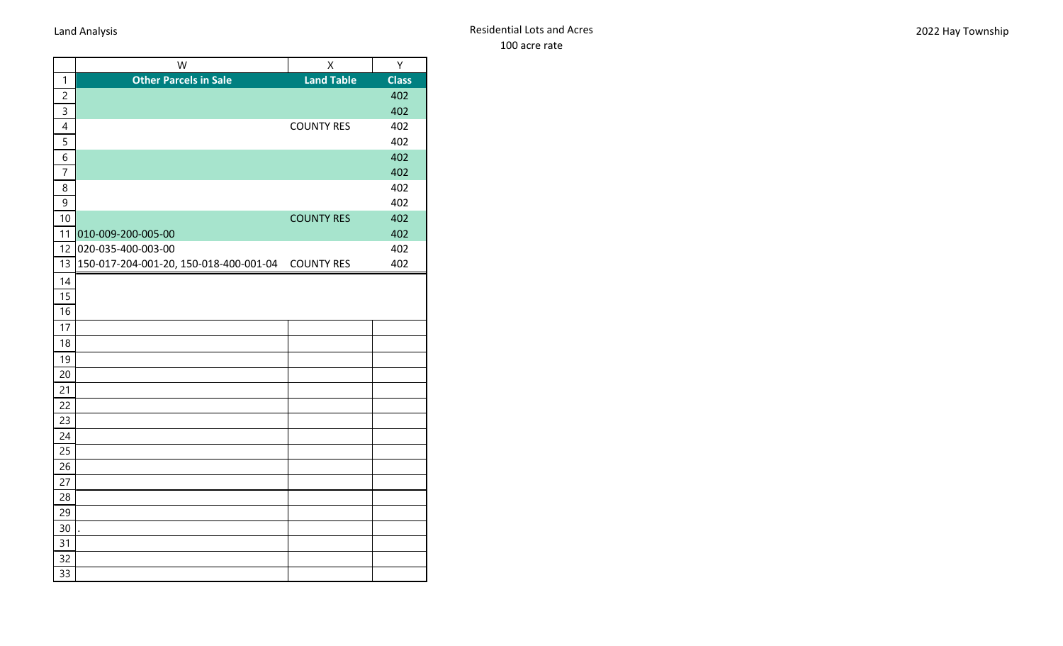Land Analysis

Residential Lots and Acres
100 acre rate

| | W | X | Y |
|---|---|---|---|
| 1 | **Other Parcels in Sale** | **Land Table** | **Class** |
| 2 | | | 402 |
| 3 | | | 402 |
| 4 | | COUNTY RES | 402 |
| 5 | | | 402 |
| 6 | | | 402 |
| 7 | | | 402 |
| 8 | | | 402 |
| 9 | | | 402 |
| 10 | | COUNTY RES | 402 |
| 11 | 010-009-200-005-00 | | 402 |
| 12 | 020-035-400-003-00 | | 402 |
| 13 | 150-017-204-001-20, 150-018-400-001-04 | COUNTY RES | 402 |
| 14 | | | |
| 15 | | | |
| 16 | | | |
| 17 | | | |
| 18 | | | |
| 19 | | | |
| 20 | | | |
| 21 | | | |
| 22 | | | |
| 23 | | | |
| 24 | | | |
| 25 | | | |
| 26 | | | |
| 27 | | | |
| 28 | | | |
| 29 | | | |
| 30 | . | | |
| 31 | | | |
| 32 | | | |
| 33 | | | |